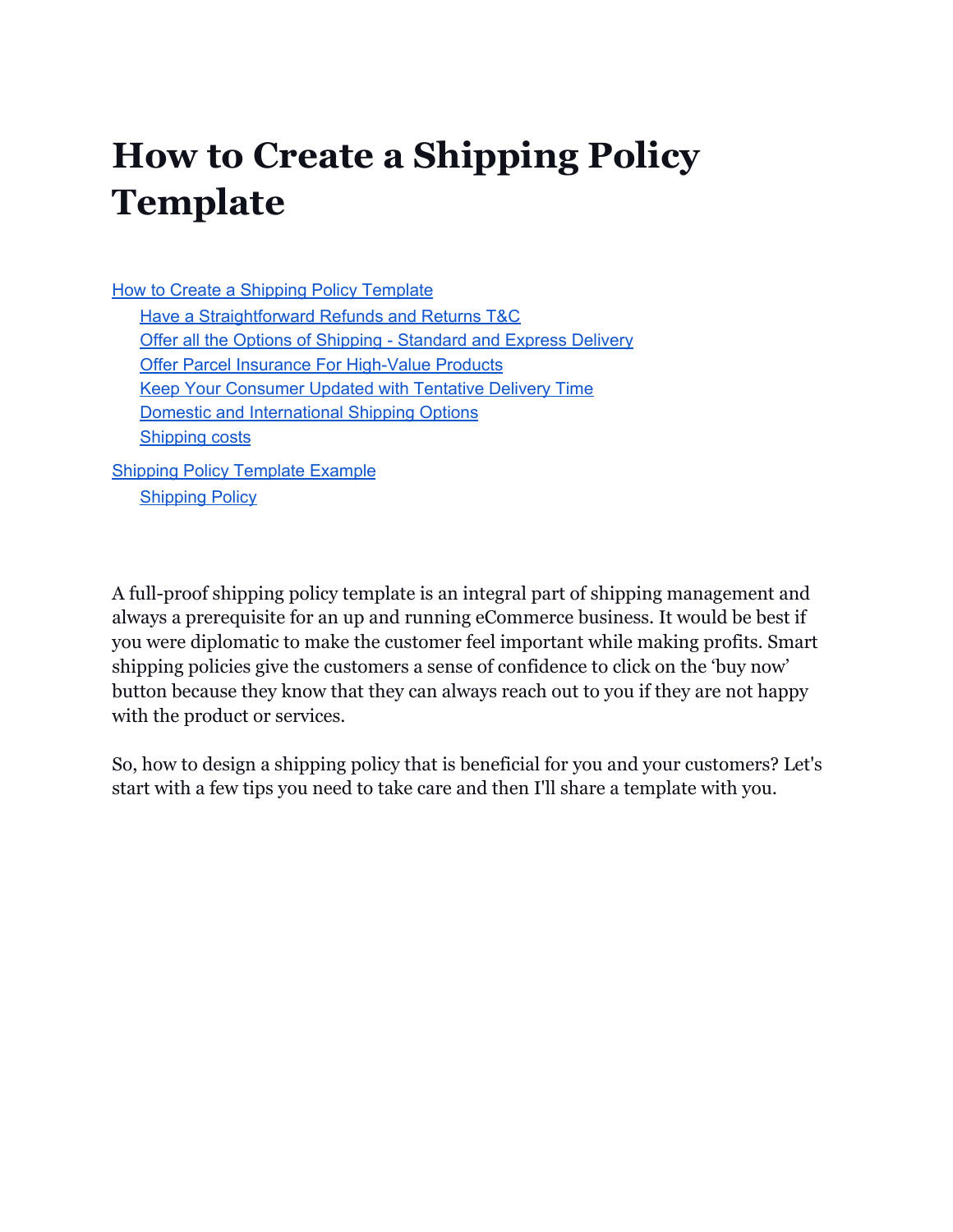# How to Create a Shipping Policy Template

- How to Create a Shipping Policy Template
  - Have a Straightforward Refunds and Returns T&C
  - Offer all the Options of Shipping - Standard and Express Delivery
  - Offer Parcel Insurance For High-Value Products
  - Keep Your Consumer Updated with Tentative Delivery Time
  - Domestic and International Shipping Options
  - Shipping costs
- Shipping Policy Template Example
  - Shipping Policy

A full-proof shipping policy template is an integral part of shipping management and always a prerequisite for an up and running eCommerce business. It would be best if you were diplomatic to make the customer feel important while making profits. Smart shipping policies give the customers a sense of confidence to click on the 'buy now' button because they know that they can always reach out to you if they are not happy with the product or services.

So, how to design a shipping policy that is beneficial for you and your customers? Let's start with a few tips you need to take care and then I'll share a template with you.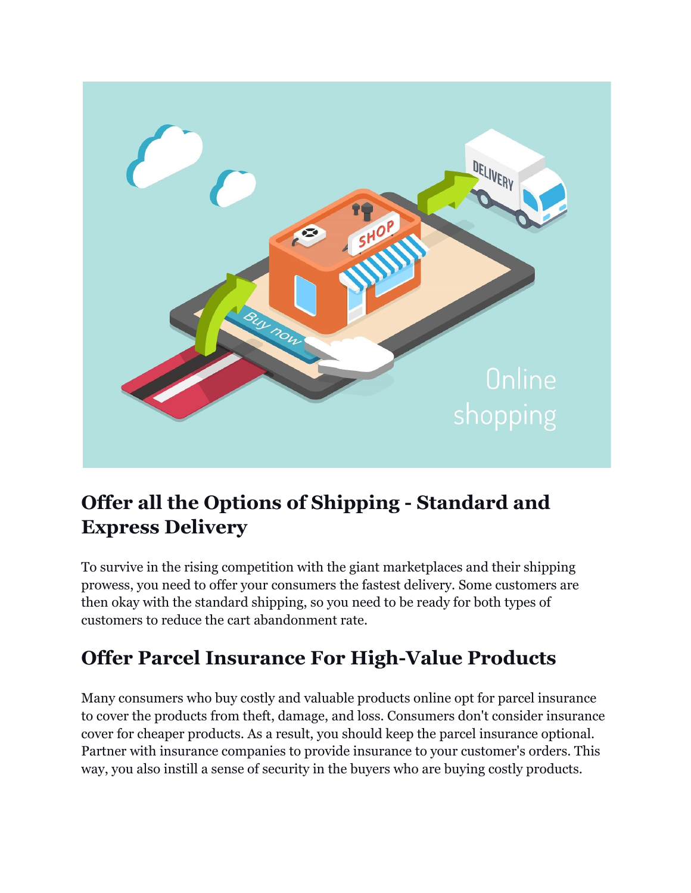## Offer all the Options of Shipping - Standard and Express Delivery

To survive in the rising competition with the giant marketplaces and their shipping prowess, you need to offer your consumers the fastest delivery. Some customers are then okay with the standard shipping, so you need to be ready for both types of customers to reduce the cart abandonment rate.

## Offer Parcel Insurance For High-Value Products

Many consumers who buy costly and valuable products online opt for parcel insurance to cover the products from theft, damage, and loss. Consumers don't consider insurance cover for cheaper products. As a result, you should keep the parcel insurance optional. Partner with insurance companies to provide insurance to your customer's orders. This way, you also instill a sense of security in the buyers who are buying costly products.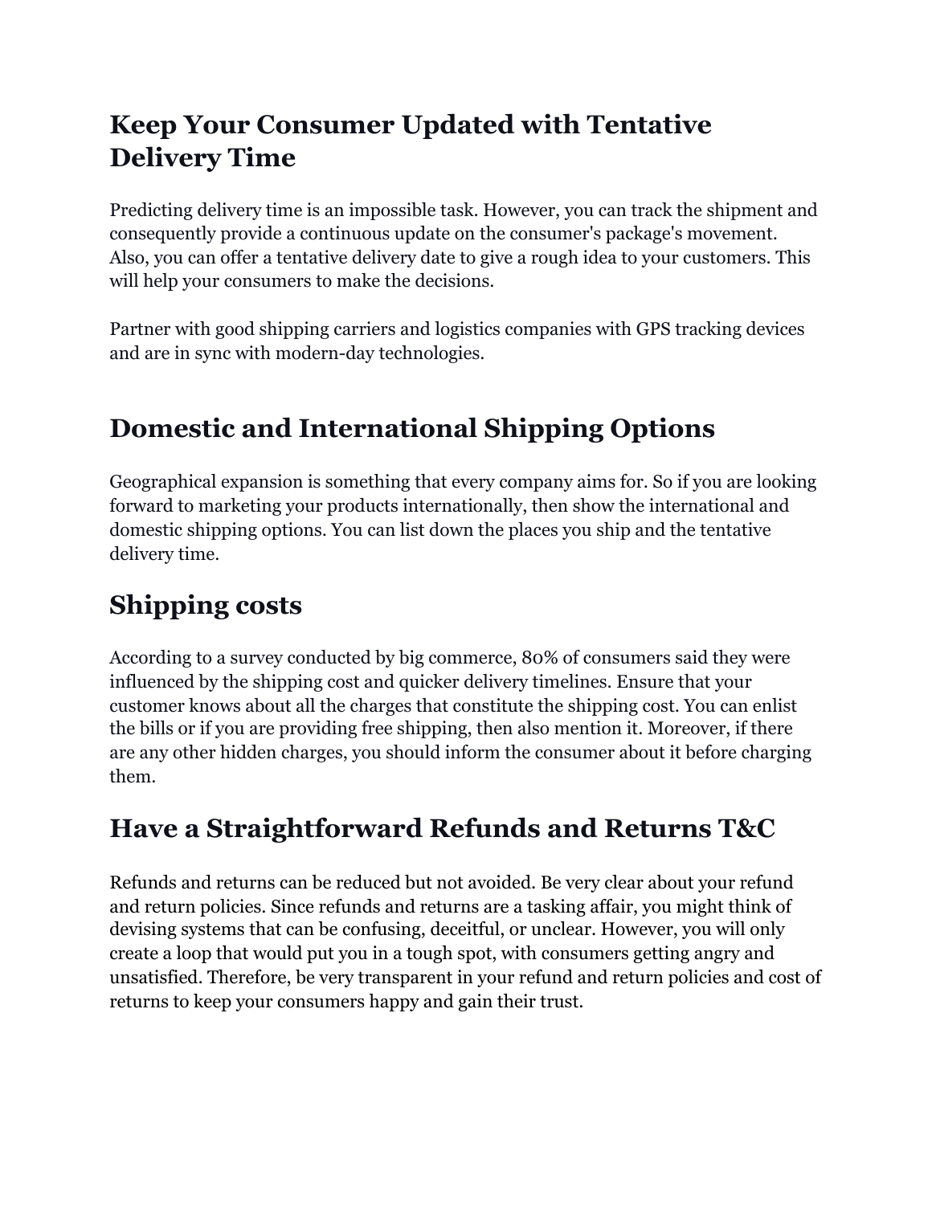## Keep Your Consumer Updated with Tentative Delivery Time

Predicting delivery time is an impossible task. However, you can track the shipment and consequently provide a continuous update on the consumer's package's movement. Also, you can offer a tentative delivery date to give a rough idea to your customers. This will help your consumers to make the decisions.

Partner with good shipping carriers and logistics companies with GPS tracking devices and are in sync with modern-day technologies.

## Domestic and International Shipping Options

Geographical expansion is something that every company aims for. So if you are looking forward to marketing your products internationally, then show the international and domestic shipping options. You can list down the places you ship and the tentative delivery time.

## Shipping costs

According to a survey conducted by big commerce, 80% of consumers said they were influenced by the shipping cost and quicker delivery timelines. Ensure that your customer knows about all the charges that constitute the shipping cost. You can enlist the bills or if you are providing free shipping, then also mention it. Moreover, if there are any other hidden charges, you should inform the consumer about it before charging them.

## Have a Straightforward Refunds and Returns T&C

Refunds and returns can be reduced but not avoided. Be very clear about your refund and return policies. Since refunds and returns are a tasking affair, you might think of devising systems that can be confusing, deceitful, or unclear. However, you will only create a loop that would put you in a tough spot, with consumers getting angry and unsatisfied. Therefore, be very transparent in your refund and return policies and cost of returns to keep your consumers happy and gain their trust.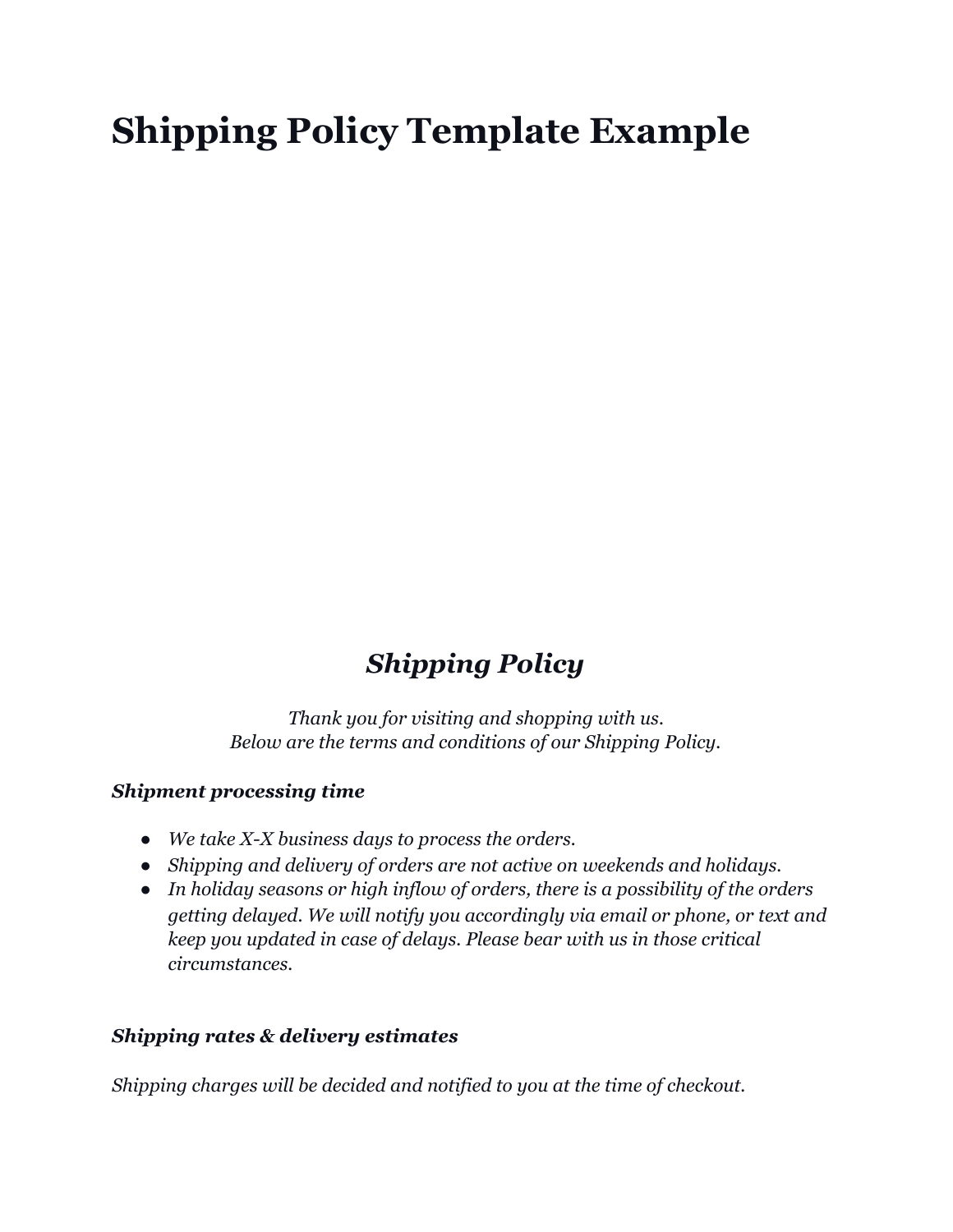# Shipping Policy Template Example

## *Shipping Policy*

*Thank you for visiting and shopping with us.*
*Below are the terms and conditions of our Shipping Policy.*

***Shipment processing time***

- *We take X-X business days to process the orders.*
- *Shipping and delivery of orders are not active on weekends and holidays.*
- *In holiday seasons or high inflow of orders, there is a possibility of the orders getting delayed. We will notify you accordingly via email or phone, or text and keep you updated in case of delays. Please bear with us in those critical circumstances.*

***Shipping rates & delivery estimates***

*Shipping charges will be decided and notified to you at the time of checkout.*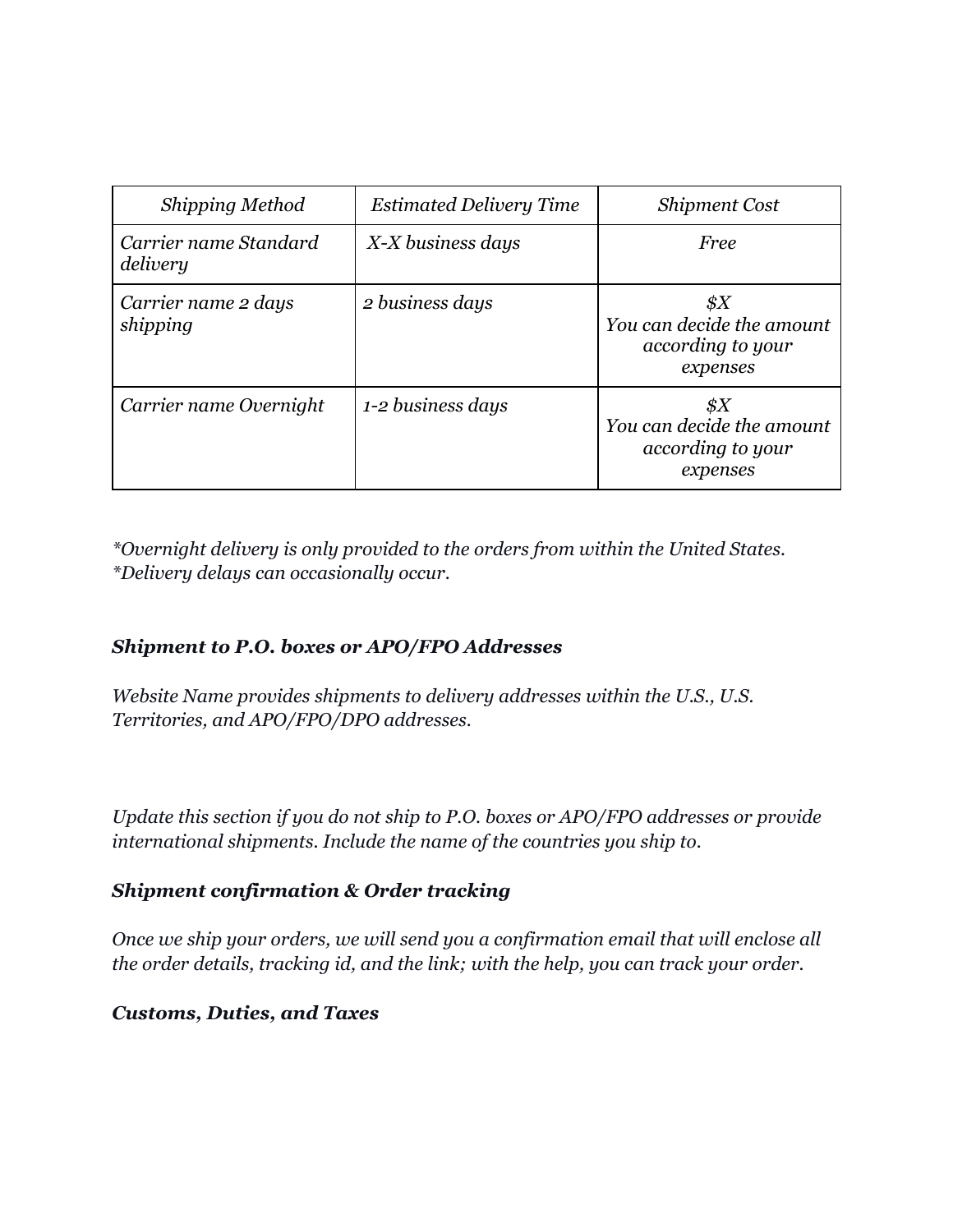| *Shipping Method* | *Estimated Delivery Time* | *Shipment Cost* |
| --- | --- | --- |
| *Carrier name Standard delivery* | *X-X business days* | *Free* |
| *Carrier name 2 days shipping* | *2 business days* | *$X You can decide the amount according to your expenses* |
| *Carrier name Overnight* | *1-2 business days* | *$X You can decide the amount according to your expenses* |

*\*Overnight delivery is only provided to the orders from within the United States.*
*\*Delivery delays can occasionally occur.*

***Shipment to P.O. boxes or APO/FPO Addresses***

*Website Name provides shipments to delivery addresses within the U.S., U.S. Territories, and APO/FPO/DPO addresses.*

*Update this section if you do not ship to P.O. boxes or APO/FPO addresses or provide international shipments. Include the name of the countries you ship to.*

***Shipment confirmation & Order tracking***

*Once we ship your orders, we will send you a confirmation email that will enclose all the order details, tracking id, and the link; with the help, you can track your order.*

***Customs, Duties, and Taxes***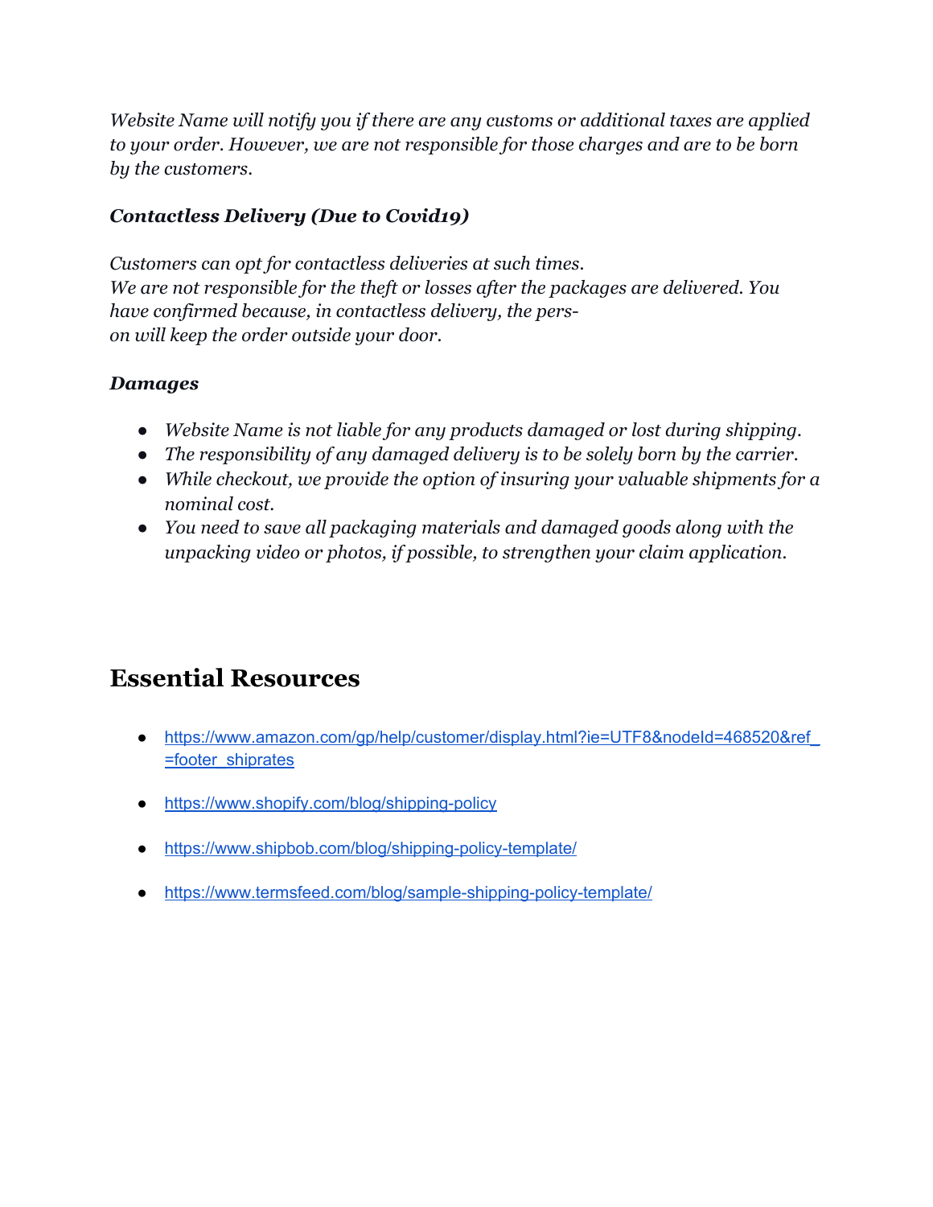*Website Name will notify you if there are any customs or additional taxes are applied to your order. However, we are not responsible for those charges and are to be born by the customers.*

***Contactless Delivery (Due to Covid19)***

*Customers can opt for contactless deliveries at such times.*
*We are not responsible for the theft or losses after the packages are delivered. You have confirmed because, in contactless delivery, the person will keep the order outside your door.*

***Damages***

- *Website Name is not liable for any products damaged or lost during shipping.*
- *The responsibility of any damaged delivery is to be solely born by the carrier.*
- *While checkout, we provide the option of insuring your valuable shipments for a nominal cost.*
- *You need to save all packaging materials and damaged goods along with the unpacking video or photos, if possible, to strengthen your claim application.*

## Essential Resources

- https://www.amazon.com/gp/help/customer/display.html?ie=UTF8&nodeId=468520&ref_=footer_shiprates
- https://www.shopify.com/blog/shipping-policy
- https://www.shipbob.com/blog/shipping-policy-template/
- https://www.termsfeed.com/blog/sample-shipping-policy-template/